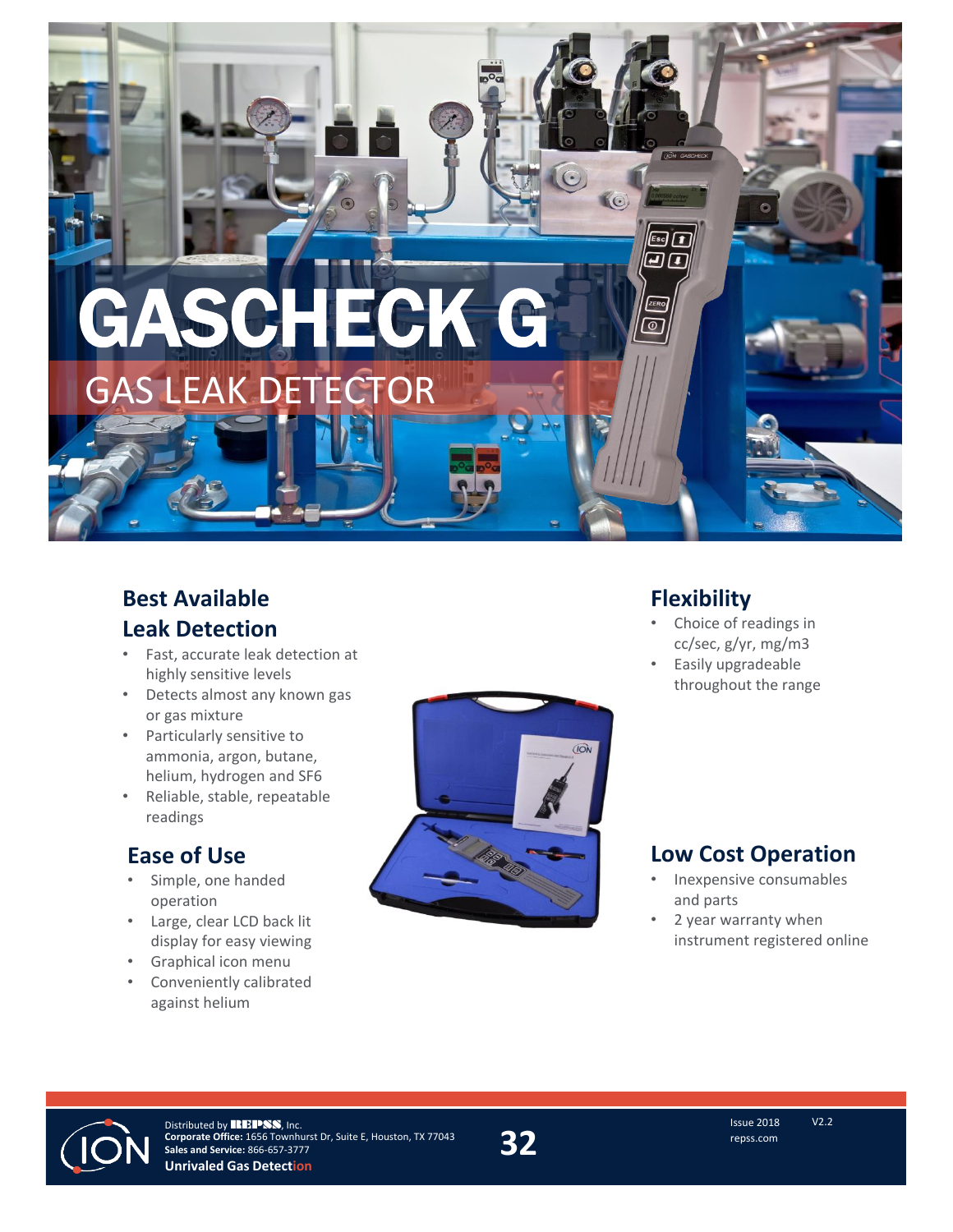# GASCHECK G

## GAS LEAK DETECTOR

### Best Available Leak Detection

- Fast, accurate leak detection at highly sensitive levels
- Detects almost any known gas or gas mixture
- Particularly sensitive to ammonia, argon, butane, helium, hydrogen and SF6
- Reliable, stable, repeatable readings

### Ease of Use

- Simple, one handed operation
- Large, clear LCD back lit display for easy viewing
- Graphical icon menu
- Conveniently calibrated against helium

### Flexibility

- Choice of readings in cc/sec, g/yr, mg/m3
- Easily upgradeable throughout the range

### Low Cost Operation

- Inexpensive consumables and parts
- 2 year warranty when instrument registered online

Distributed by REPSS, Inc.
**Corporate Office:** 1656 Townhurst Dr, Suite E, Houston, TX 77043
**Sales and Service:** 866-657-3777
**Unrivaled Gas Detection**

Issue 2018 V2.2
repss.com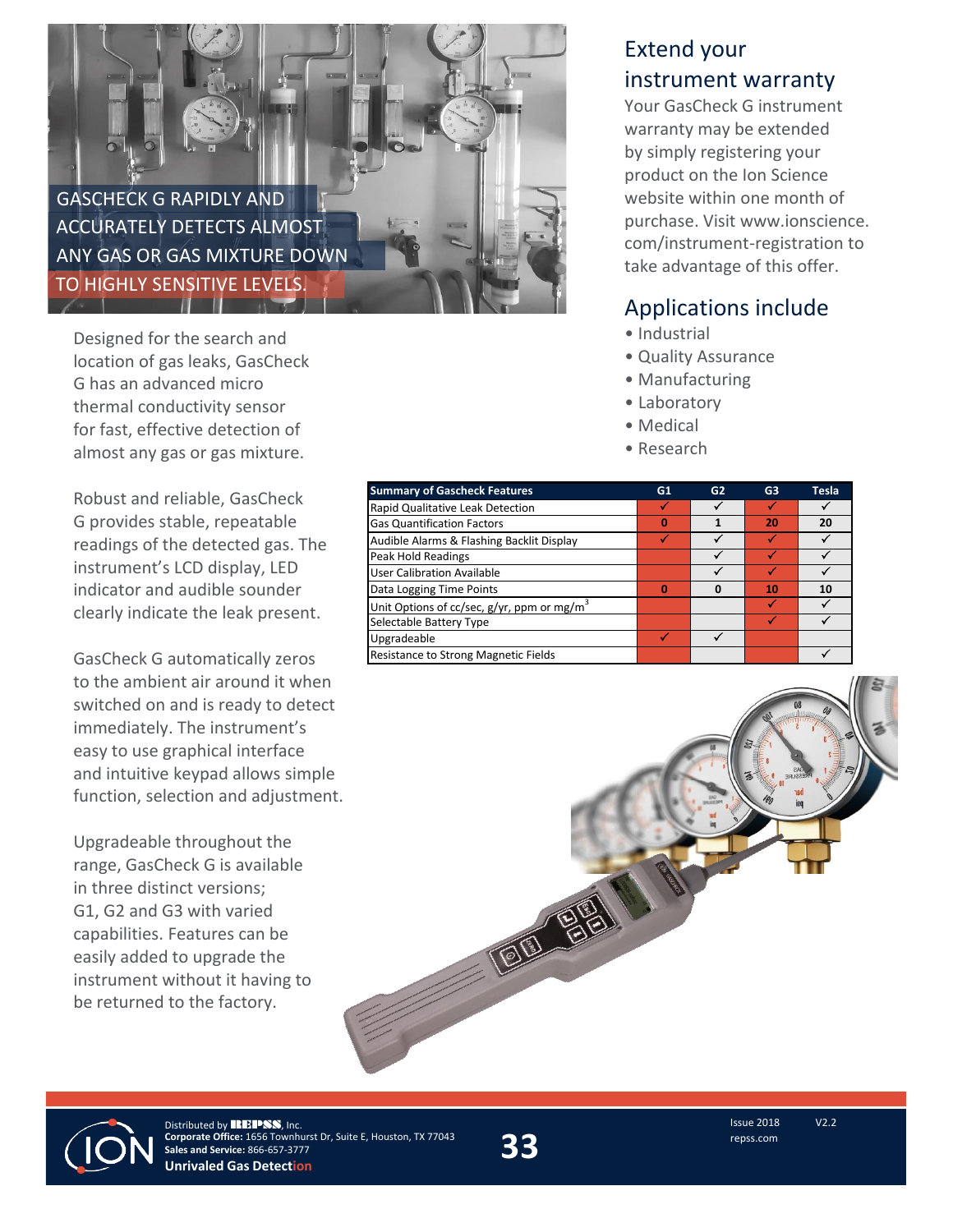GASCHECK G RAPIDLY AND ACCURATELY DETECTS ALMOST ANY GAS OR GAS MIXTURE DOWN TO HIGHLY SENSITIVE LEVELS.

Designed for the search and location of gas leaks, GasCheck G has an advanced micro thermal conductivity sensor for fast, effective detection of almost any gas or gas mixture.

Robust and reliable, GasCheck G provides stable, repeatable readings of the detected gas. The instrument's LCD display, LED indicator and audible sounder clearly indicate the leak present.

GasCheck G automatically zeros to the ambient air around it when switched on and is ready to detect immediately. The instrument's easy to use graphical interface and intuitive keypad allows simple function, selection and adjustment.

Upgradeable throughout the range, GasCheck G is available in three distinct versions; G1, G2 and G3 with varied capabilities. Features can be easily added to upgrade the instrument without it having to be returned to the factory.

## Extend your instrument warranty

Your GasCheck G instrument warranty may be extended by simply registering your product on the Ion Science website within one month of purchase. Visit www.ionscience.com/instrument-registration to take advantage of this offer.

## Applications include

- Industrial
- Quality Assurance
- Manufacturing
- Laboratory
- Medical
- Research

| Summary of Gascheck Features | G1 | G2 | G3 | Tesla |
|---|---|---|---|---|
| Rapid Qualitative Leak Detection | ✓ | ✓ | ✓ | ✓ |
| Gas Quantification Factors | 0 | 1 | 20 | 20 |
| Audible Alarms & Flashing Backlit Display | ✓ | ✓ | ✓ | ✓ |
| Peak Hold Readings | | ✓ | ✓ | ✓ |
| User Calibration Available | | ✓ | ✓ | ✓ |
| Data Logging Time Points | 0 | 0 | 10 | 10 |
| Unit Options of cc/sec, g/yr, ppm or mg/m$^3$ | | | ✓ | ✓ |
| Selectable Battery Type | | | ✓ | ✓ |
| Upgradeable | ✓ | ✓ | | |
| Resistance to Strong Magnetic Fields | | | | ✓ |

Distributed by REPSS, Inc.
**Corporate Office:** 1656 Townhurst Dr, Suite E, Houston, TX 77043
**Sales and Service:** 866-657-3777
**Unrivaled Gas Detection**

Issue 2018 V2.2
repss.com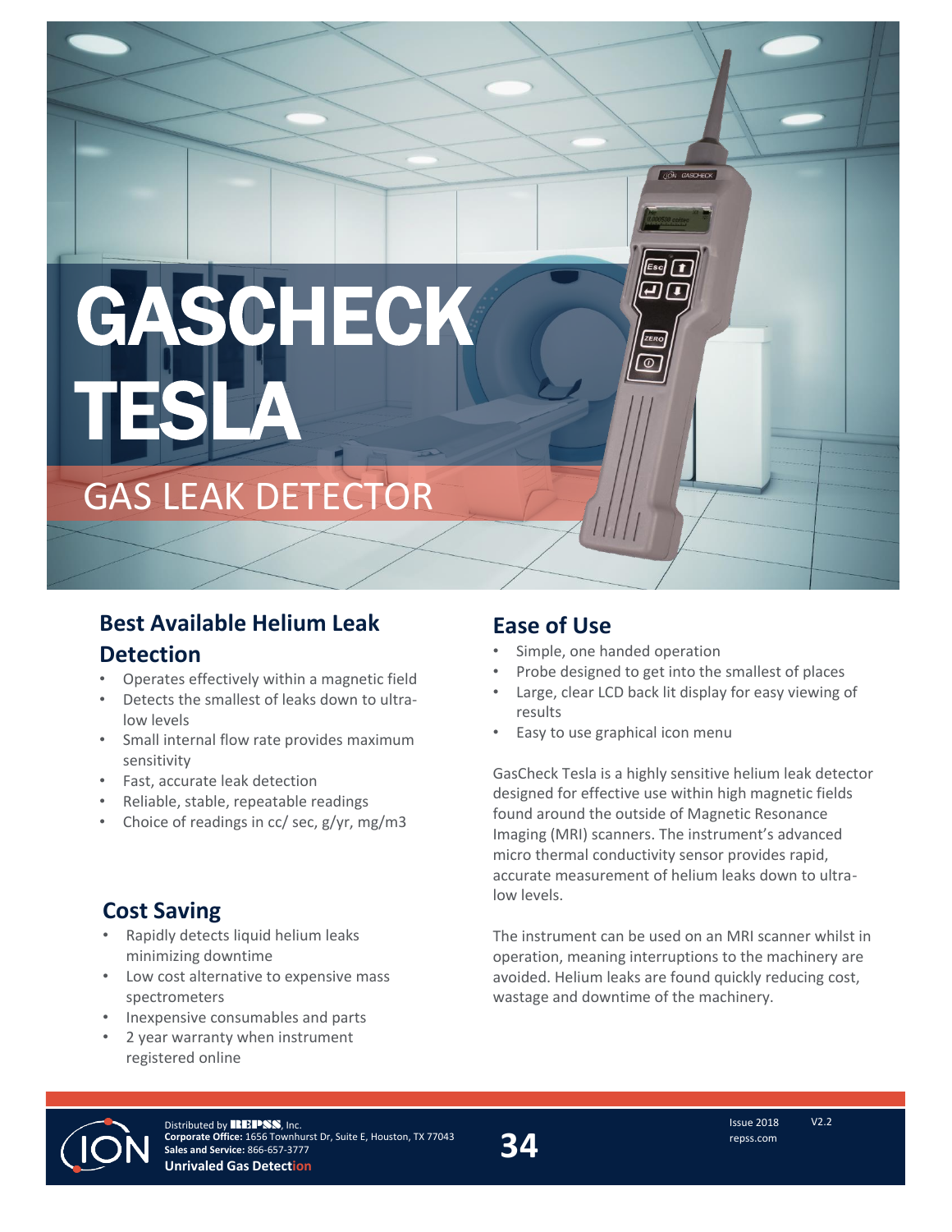# GASCHECK TESLA

## GAS LEAK DETECTOR

## Best Available Helium Leak Detection

- Operates effectively within a magnetic field
- Detects the smallest of leaks down to ultra-low levels
- Small internal flow rate provides maximum sensitivity
- Fast, accurate leak detection
- Reliable, stable, repeatable readings
- Choice of readings in cc/ sec, g/yr, mg/m3

## Cost Saving

- Rapidly detects liquid helium leaks minimizing downtime
- Low cost alternative to expensive mass spectrometers
- Inexpensive consumables and parts
- 2 year warranty when instrument registered online

## Ease of Use

- Simple, one handed operation
- Probe designed to get into the smallest of places
- Large, clear LCD back lit display for easy viewing of results
- Easy to use graphical icon menu

GasCheck Tesla is a highly sensitive helium leak detector designed for effective use within high magnetic fields found around the outside of Magnetic Resonance Imaging (MRI) scanners. The instrument's advanced micro thermal conductivity sensor provides rapid, accurate measurement of helium leaks down to ultra-low levels.

The instrument can be used on an MRI scanner whilst in operation, meaning interruptions to the machinery are avoided. Helium leaks are found quickly reducing cost, wastage and downtime of the machinery.

Distributed by REPSS, Inc.
**Corporate Office:** 1656 Townhurst Dr, Suite E, Houston, TX 77043
**Sales and Service:** 866-657-3777
**Unrivaled Gas Detection**

Issue 2018 V2.2
repss.com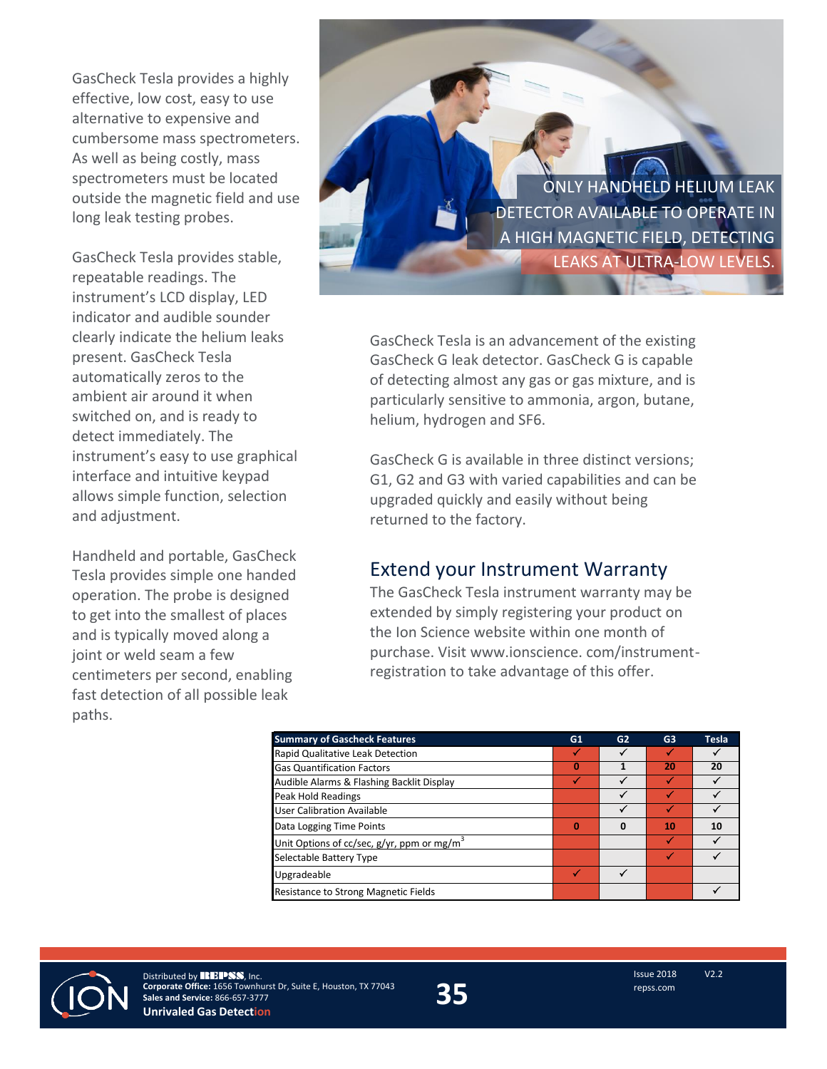GasCheck Tesla provides a highly effective, low cost, easy to use alternative to expensive and cumbersome mass spectrometers. As well as being costly, mass spectrometers must be located outside the magnetic field and use long leak testing probes.

GasCheck Tesla provides stable, repeatable readings. The instrument's LCD display, LED indicator and audible sounder clearly indicate the helium leaks present. GasCheck Tesla automatically zeros to the ambient air around it when switched on, and is ready to detect immediately. The instrument's easy to use graphical interface and intuitive keypad allows simple function, selection and adjustment.

Handheld and portable, GasCheck Tesla provides simple one handed operation. The probe is designed to get into the smallest of places and is typically moved along a joint or weld seam a few centimeters per second, enabling fast detection of all possible leak paths.

ONLY HANDHELD HELIUM LEAK DETECTOR AVAILABLE TO OPERATE IN A HIGH MAGNETIC FIELD, DETECTING LEAKS AT ULTRA-LOW LEVELS.

GasCheck Tesla is an advancement of the existing GasCheck G leak detector. GasCheck G is capable of detecting almost any gas or gas mixture, and is particularly sensitive to ammonia, argon, butane, helium, hydrogen and SF6.

GasCheck G is available in three distinct versions; G1, G2 and G3 with varied capabilities and can be upgraded quickly and easily without being returned to the factory.

## Extend your Instrument Warranty

The GasCheck Tesla instrument warranty may be extended by simply registering your product on the Ion Science website within one month of purchase. Visit www.ionscience. com/instrument-registration to take advantage of this offer.

| Summary of Gascheck Features | G1 | G2 | G3 | Tesla |
|---|---|---|---|---|
| Rapid Qualitative Leak Detection | ✓ | ✓ | ✓ | ✓ |
| Gas Quantification Factors | 0 | 1 | 20 | 20 |
| Audible Alarms & Flashing Backlit Display | ✓ | ✓ | ✓ | ✓ |
| Peak Hold Readings | | ✓ | ✓ | ✓ |
| User Calibration Available | | ✓ | ✓ | ✓ |
| Data Logging Time Points | 0 | 0 | 10 | 10 |
| Unit Options of cc/sec, g/yr, ppm or $mg/m^3$ | | | ✓ | ✓ |
| Selectable Battery Type | | | ✓ | ✓ |
| Upgradeable | ✓ | ✓ | | |
| Resistance to Strong Magnetic Fields | | | | ✓ |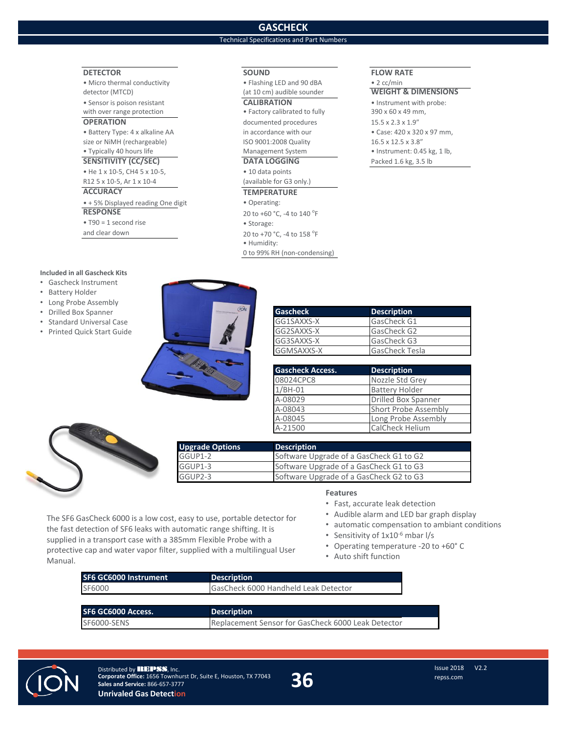# GASCHECK

## Technical Specifications and Part Numbers

### DETECTOR
- Micro thermal conductivity detector (MTCD)
- Sensor is poison resistant with over range protection

### OPERATION
- Battery Type: 4 x alkaline AA size or NiMH (rechargeable)
- Typically 40 hours life

### SENSITIVITY (CC/SEC)
- He 1 x 10-5, CH4 5 x 10-5, R12 5 x 10-5, Ar 1 x 10-4

### ACCURACY
- + 5% Displayed reading One digit

### RESPONSE
- T90 = 1 second rise and clear down

### SOUND
- Flashing LED and 90 dBA (at 10 cm) audible sounder

### CALIBRATION
- Factory calibrated to fully documented procedures in accordance with our ISO 9001:2008 Quality Management System

### DATA LOGGING
- 10 data points (available for G3 only.)

### TEMPERATURE
- Operating: 20 to +60 °C, -4 to 140 °F
- Storage: 20 to +70 °C, -4 to 158 °F
- Humidity: 0 to 99% RH (non-condensing)

### FLOW RATE
- 2 cc/min

### WEIGHT & DIMENSIONS
- Instrument with probe: 390 x 60 x 49 mm, 15.5 x 2.3 x 1.9"
- Case: 420 x 320 x 97 mm, 16.5 x 12.5 x 3.8"
- Instrument: 0.45 kg, 1 lb, Packed 1.6 kg, 3.5 lb

**Included in all Gascheck Kits**
- Gascheck Instrument
- Battery Holder
- Long Probe Assembly
- Drilled Box Spanner
- Standard Universal Case
- Printed Quick Start Guide

| Gascheck | Description |
|---|---|
| GG1SAXXS-X | GasCheck G1 |
| GG2SAXXS-X | GasCheck G2 |
| GG3SAXXS-X | GasCheck G3 |
| GGMSAXXS-X | GasCheck Tesla |

| Gascheck Access. | Description |
|---|---|
| 08024CPC8 | Nozzle Std Grey |
| 1/BH-01 | Battery Holder |
| A-08029 | Drilled Box Spanner |
| A-08043 | Short Probe Assembly |
| A-08045 | Long Probe Assembly |
| A-21500 | CalCheck Helium |

| Upgrade Options | Description |
|---|---|
| GGUP1-2 | Software Upgrade of a GasCheck G1 to G2 |
| GGUP1-3 | Software Upgrade of a GasCheck G1 to G3 |
| GGUP2-3 | Software Upgrade of a GasCheck G2 to G3 |

The SF6 GasCheck 6000 is a low cost, easy to use, portable detector for the fast detection of SF6 leaks with automatic range shifting. It is supplied in a transport case with a 385mm Flexible Probe with a protective cap and water vapor filter, supplied with a multilingual User Manual.

**Features**
- Fast, accurate leak detection
- Audible alarm and LED bar graph display
- automatic compensation to ambiant conditions
- Sensitivity of $1x10^{-6}$ mbar l/s
- Operating temperature -20 to +60° C
- Auto shift function

| SF6 GC6000 Instrument | Description |
|---|---|
| SF6000 | GasCheck 6000 Handheld Leak Detector |

| SF6 GC6000 Access. | Description |
|---|---|
| SF6000-SENS | Replacement Sensor for GasCheck 6000 Leak Detector |

Distributed by REPSS, Inc.
**Corporate Office:** 1656 Townhurst Dr, Suite E, Houston, TX 77043
**Sales and Service:** 866-657-3777
**Unrivaled Gas Detection**

Issue 2018 V2.2
repss.com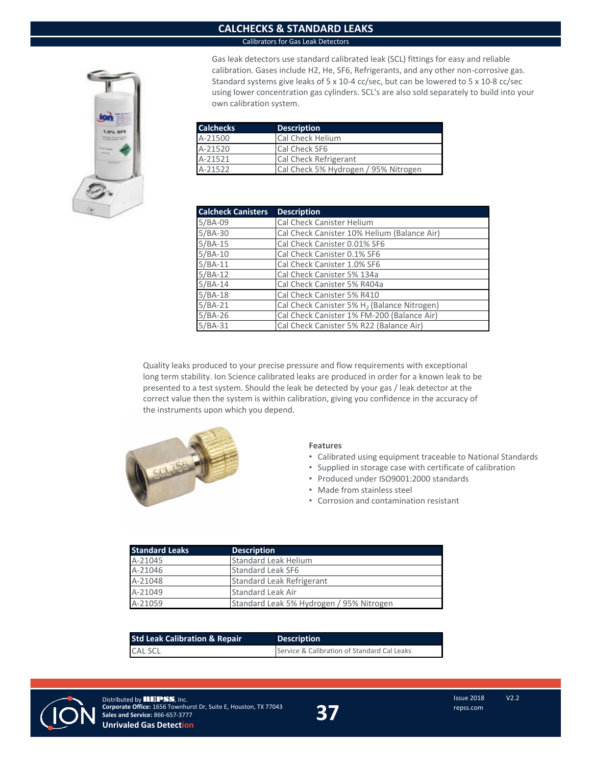# CALCHECKS & STANDARD LEAKS

Calibrators for Gas Leak Detectors

Gas leak detectors use standard calibrated leak (SCL) fittings for easy and reliable calibration. Gases include H2, He, SF6, Refrigerants, and any other non-corrosive gas. Standard systems give leaks of 5 x 10-4 cc/sec, but can be lowered to 5 x 10-8 cc/sec using lower concentration gas cylinders. SCL's are also sold separately to build into your own calibration system.

| Calchecks | Description |
|---|---|
| A-21500 | Cal Check Helium |
| A-21520 | Cal Check SF6 |
| A-21521 | Cal Check Refrigerant |
| A-21522 | Cal Check 5% Hydrogen / 95% Nitrogen |

| Calcheck Canisters | Description |
|---|---|
| 5/BA-09 | Cal Check Canister Helium |
| 5/BA-30 | Cal Check Canister 10% Helium (Balance Air) |
| 5/BA-15 | Cal Check Canister 0.01% SF6 |
| 5/BA-10 | Cal Check Canister 0.1% SF6 |
| 5/BA-11 | Cal Check Canister 1.0% SF6 |
| 5/BA-12 | Cal Check Canister 5% 134a |
| 5/BA-14 | Cal Check Canister 5% R404a |
| 5/BA-18 | Cal Check Canister 5% R410 |
| 5/BA-21 | Cal Check Canister 5% $H_2$ (Balance Nitrogen) |
| 5/BA-26 | Cal Check Canister 1% FM-200 (Balance Air) |
| 5/BA-31 | Cal Check Canister 5% R22 (Balance Air) |

Quality leaks produced to your precise pressure and flow requirements with exceptional long term stability. Ion Science calibrated leaks are produced in order for a known leak to be presented to a test system. Should the leak be detected by your gas / leak detector at the correct value then the system is within calibration, giving you confidence in the accuracy of the instruments upon which you depend.

**Features**

- Calibrated using equipment traceable to National Standards
- Supplied in storage case with certificate of calibration
- Produced under ISO9001:2000 standards
- Made from stainless steel
- Corrosion and contamination resistant

| Standard Leaks | Description |
|---|---|
| A-21045 | Standard Leak Helium |
| A-21046 | Standard Leak SF6 |
| A-21048 | Standard Leak Refrigerant |
| A-21049 | Standard Leak Air |
| A-21059 | Standard Leak 5% Hydrogen / 95% Nitrogen |

| Std Leak Calibration & Repair | Description |
|---|---|
| CAL SCL | Service & Calibration of Standard Cal Leaks |

Distributed by REPSS, Inc.
**Corporate Office:** 1656 Townhurst Dr, Suite E, Houston, TX 77043
**Sales and Service:** 866-657-3777
**Unrivaled Gas Detection**

Issue 2018 V2.2
repss.com